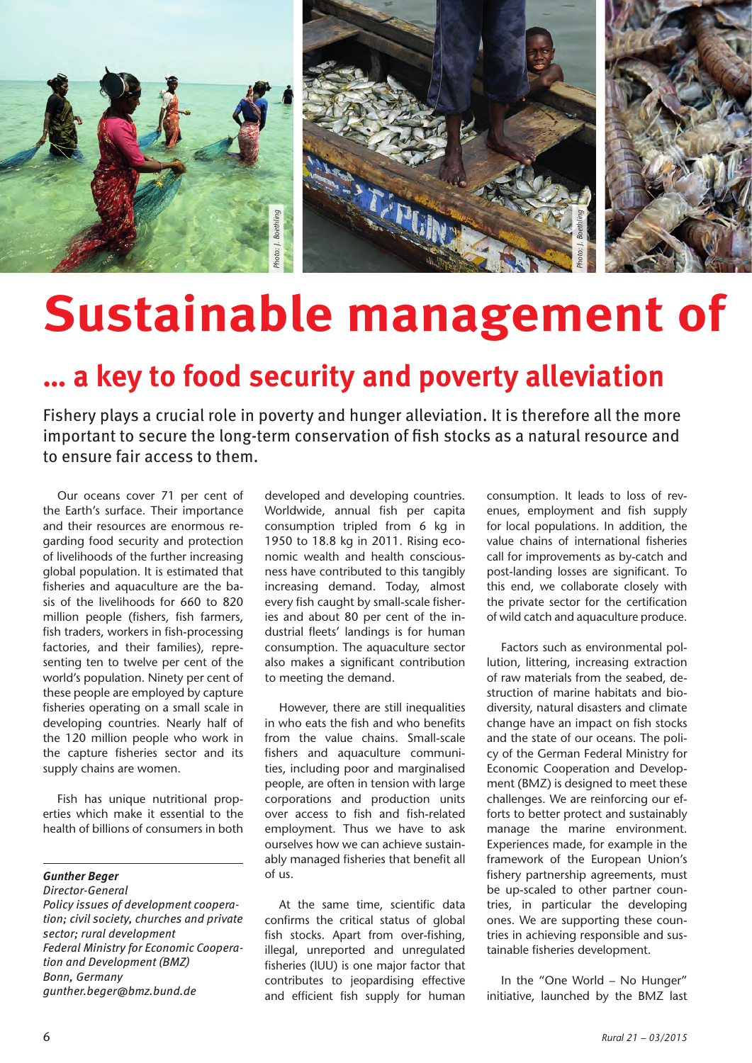# Sustainable management of

## ... a key to food security and poverty alleviation

Fishery plays a crucial role in poverty and hunger alleviation. It is therefore all the more important to secure the long-term conservation of fish stocks as a natural resource and to ensure fair access to them.

Our oceans cover 71 per cent of the Earth's surface. Their importance and their resources are enormous regarding food security and protection of livelihoods of the further increasing global population. It is estimated that fisheries and aquaculture are the basis of the livelihoods for 660 to 820 million people (fishers, fish farmers, fish traders, workers in fish-processing factories, and their families), representing ten to twelve per cent of the world's population. Ninety per cent of these people are employed by capture fisheries operating on a small scale in developing countries. Nearly half of the 120 million people who work in the capture fisheries sector and its supply chains are women.

Fish has unique nutritional properties which make it essential to the health of billions of consumers in both developed and developing countries. Worldwide, annual fish per capita consumption tripled from 6 kg in 1950 to 18.8 kg in 2011. Rising economic wealth and health consciousness have contributed to this tangibly increasing demand. Today, almost every fish caught by small-scale fisheries and about 80 per cent of the industrial fleets' landings is for human consumption. The aquaculture sector also makes a significant contribution to meeting the demand.

However, there are still inequalities in who eats the fish and who benefits from the value chains. Small-scale fishers and aquaculture communities, including poor and marginalised people, are often in tension with large corporations and production units over access to fish and fish-related employment. Thus we have to ask ourselves how we can achieve sustainably managed fisheries that benefit all of us.

At the same time, scientific data confirms the critical status of global fish stocks. Apart from over-fishing, illegal, unreported and unregulated fisheries (IUU) is one major factor that contributes to jeopardising effective and efficient fish supply for human consumption. It leads to loss of revenues, employment and fish supply for local populations. In addition, the value chains of international fisheries call for improvements as by-catch and post-landing losses are significant. To this end, we collaborate closely with the private sector for the certification of wild catch and aquaculture produce.

Factors such as environmental pollution, littering, increasing extraction of raw materials from the seabed, destruction of marine habitats and biodiversity, natural disasters and climate change have an impact on fish stocks and the state of our oceans. The policy of the German Federal Ministry for Economic Cooperation and Development (BMZ) is designed to meet these challenges. We are reinforcing our efforts to better protect and sustainably manage the marine environment. Experiences made, for example in the framework of the European Union's fishery partnership agreements, must be up-scaled to other partner countries, in particular the developing ones. We are supporting these countries in achieving responsible and sustainable fisheries development.

In the "One World – No Hunger" initiative, launched by the BMZ last

***Gunther Beger***
*Director-General*
*Policy issues of development cooperation; civil society, churches and private sector; rural development*
*Federal Ministry for Economic Cooperation and Development (BMZ)*
*Bonn, Germany*
*gunther.beger@bmz.bund.de*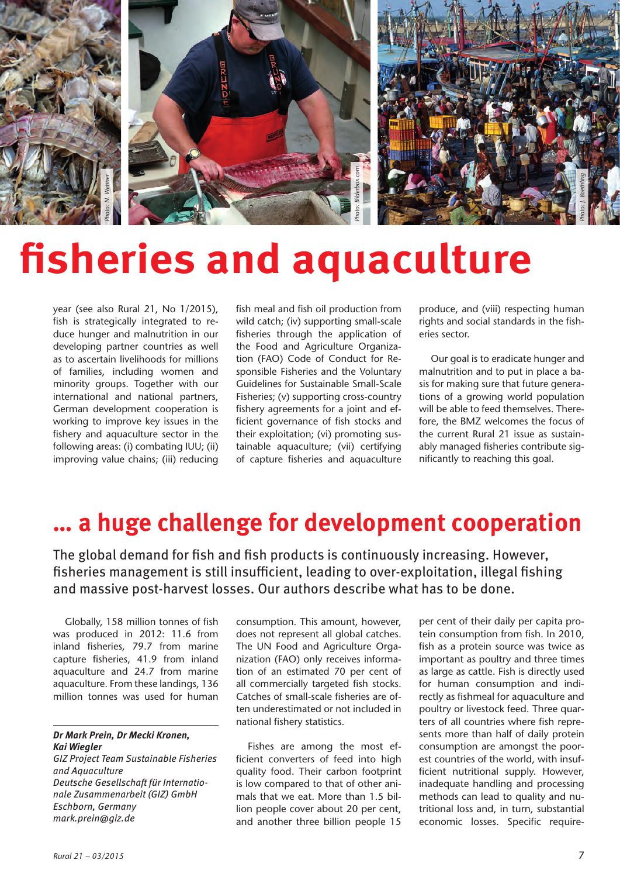# fisheries and aquaculture

year (see also Rural 21, No 1/2015), fish is strategically integrated to reduce hunger and malnutrition in our developing partner countries as well as to ascertain livelihoods for millions of families, including women and minority groups. Together with our international and national partners, German development cooperation is working to improve key issues in the fishery and aquaculture sector in the following areas: (i) combating IUU; (ii) improving value chains; (iii) reducing fish meal and fish oil production from wild catch; (iv) supporting small-scale fisheries through the application of the Food and Agriculture Organization (FAO) Code of Conduct for Responsible Fisheries and the Voluntary Guidelines for Sustainable Small-Scale Fisheries; (v) supporting cross-country fishery agreements for a joint and efficient governance of fish stocks and their exploitation; (vi) promoting sustainable aquaculture; (vii) certifying of capture fisheries and aquaculture produce, and (viii) respecting human rights and social standards in the fisheries sector.

Our goal is to eradicate hunger and malnutrition and to put in place a basis for making sure that future generations of a growing world population will be able to feed themselves. Therefore, the BMZ welcomes the focus of the current Rural 21 issue as sustainably managed fisheries contribute significantly to reaching this goal.

## ... a huge challenge for development cooperation

The global demand for fish and fish products is continuously increasing. However, fisheries management is still insufficient, leading to over-exploitation, illegal fishing and massive post-harvest losses. Our authors describe what has to be done.

Globally, 158 million tonnes of fish was produced in 2012: 11.6 from inland fisheries, 79.7 from marine capture fisheries, 41.9 from inland aquaculture and 24.7 from marine aquaculture. From these landings, 136 million tonnes was used for human consumption. This amount, however, does not represent all global catches. The UN Food and Agriculture Organization (FAO) only receives information of an estimated 70 per cent of all commercially targeted fish stocks. Catches of small-scale fisheries are often underestimated or not included in national fishery statistics.

***Dr Mark Prein, Dr Mecki Kronen, Kai Wiegler***
*GIZ Project Team Sustainable Fisheries and Aquaculture*
*Deutsche Gesellschaft für Internationale Zusammenarbeit (GIZ) GmbH*
*Eschborn, Germany*
*mark.prein@giz.de*

Fishes are among the most efficient converters of feed into high quality food. Their carbon footprint is low compared to that of other animals that we eat. More than 1.5 billion people cover about 20 per cent, and another three billion people 15 per cent of their daily per capita protein consumption from fish. In 2010, fish as a protein source was twice as important as poultry and three times as large as cattle. Fish is directly used for human consumption and indirectly as fishmeal for aquaculture and poultry or livestock feed. Three quarters of all countries where fish represents more than half of daily protein consumption are amongst the poorest countries of the world, with insufficient nutritional supply. However, inadequate handling and processing methods can lead to quality and nutritional loss and, in turn, substantial economic losses. Specific require-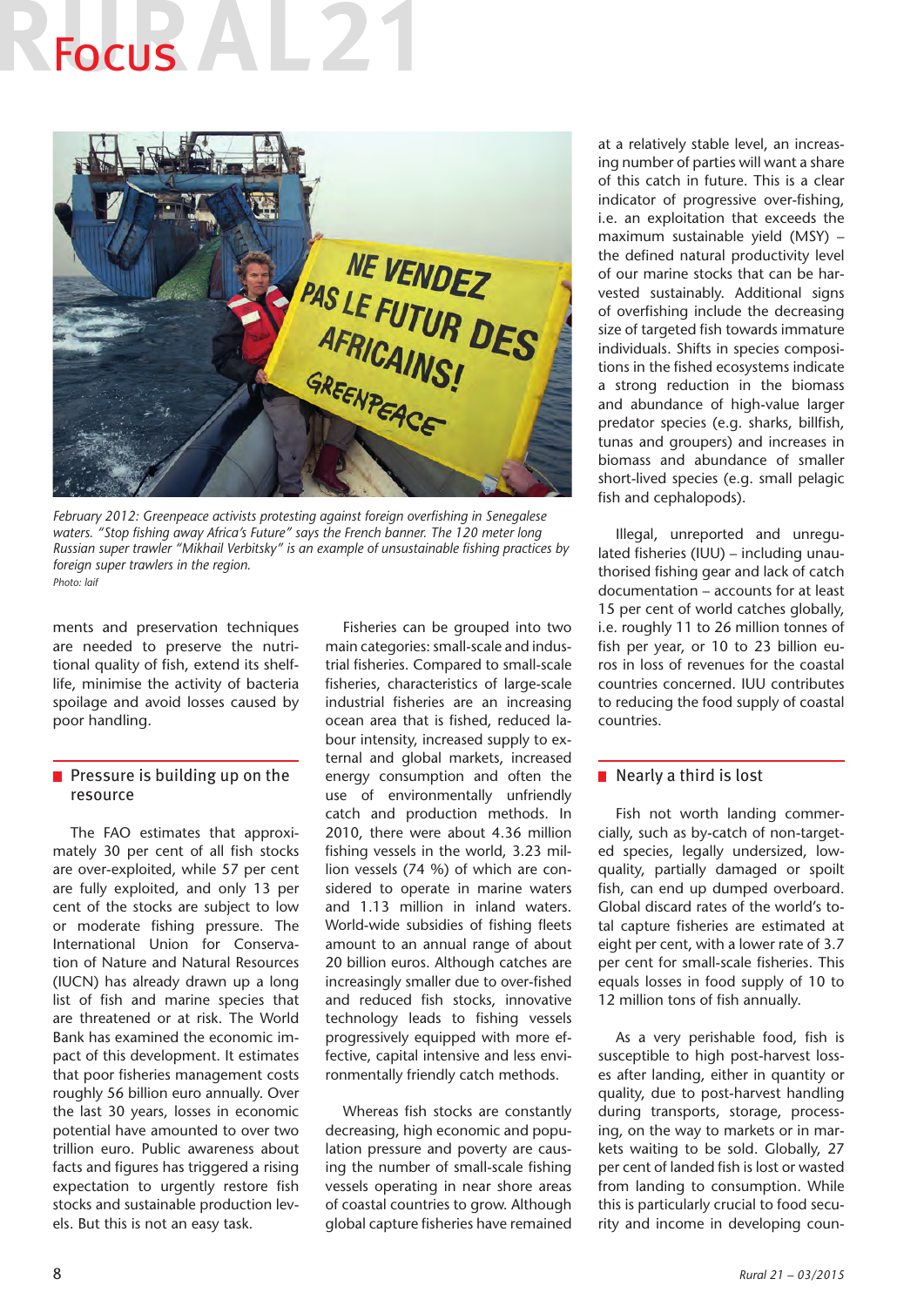February 2012: Greenpeace activists protesting against foreign overfishing in Senegalese waters. "Stop fishing away Africa's Future" says the French banner. The 120 meter long Russian super trawler "Mikhail Verbitsky" is an example of unsustainable fishing practices by foreign super trawlers in the region.
Photo: laif

ments and preservation techniques are needed to preserve the nutritional quality of fish, extend its shelf-life, minimise the activity of bacteria spoilage and avoid losses caused by poor handling.

## Pressure is building up on the resource

The FAO estimates that approximately 30 per cent of all fish stocks are over-exploited, while 57 per cent are fully exploited, and only 13 per cent of the stocks are subject to low or moderate fishing pressure. The International Union for Conservation of Nature and Natural Resources (IUCN) has already drawn up a long list of fish and marine species that are threatened or at risk. The World Bank has examined the economic impact of this development. It estimates that poor fisheries management costs roughly 56 billion euro annually. Over the last 30 years, losses in economic potential have amounted to over two trillion euro. Public awareness about facts and figures has triggered a rising expectation to urgently restore fish stocks and sustainable production levels. But this is not an easy task.

Fisheries can be grouped into two main categories: small-scale and industrial fisheries. Compared to small-scale fisheries, characteristics of large-scale industrial fisheries are an increasing ocean area that is fished, reduced labour intensity, increased supply to external and global markets, increased energy consumption and often the use of environmentally unfriendly catch and production methods. In 2010, there were about 4.36 million fishing vessels in the world, 3.23 million vessels (74 %) of which are considered to operate in marine waters and 1.13 million in inland waters. World-wide subsidies of fishing fleets amount to an annual range of about 20 billion euros. Although catches are increasingly smaller due to over-fished and reduced fish stocks, innovative technology leads to fishing vessels progressively equipped with more effective, capital intensive and less environmentally friendly catch methods.

Whereas fish stocks are constantly decreasing, high economic and population pressure and poverty are causing the number of small-scale fishing vessels operating in near shore areas of coastal countries to grow. Although global capture fisheries have remained at a relatively stable level, an increasing number of parties will want a share of this catch in future. This is a clear indicator of progressive over-fishing, i.e. an exploitation that exceeds the maximum sustainable yield (MSY) – the defined natural productivity level of our marine stocks that can be harvested sustainably. Additional signs of overfishing include the decreasing size of targeted fish towards immature individuals. Shifts in species compositions in the fished ecosystems indicate a strong reduction in the biomass and abundance of high-value larger predator species (e.g. sharks, billfish, tunas and groupers) and increases in biomass and abundance of smaller short-lived species (e.g. small pelagic fish and cephalopods).

Illegal, unreported and unregulated fisheries (IUU) – including unauthorised fishing gear and lack of catch documentation – accounts for at least 15 per cent of world catches globally, i.e. roughly 11 to 26 million tonnes of fish per year, or 10 to 23 billion euros in loss of revenues for the coastal countries concerned. IUU contributes to reducing the food supply of coastal countries.

## Nearly a third is lost

Fish not worth landing commercially, such as by-catch of non-targeted species, legally undersized, low-quality, partially damaged or spoilt fish, can end up dumped overboard. Global discard rates of the world's total capture fisheries are estimated at eight per cent, with a lower rate of 3.7 per cent for small-scale fisheries. This equals losses in food supply of 10 to 12 million tons of fish annually.

As a very perishable food, fish is susceptible to high post-harvest losses after landing, either in quantity or quality, due to post-harvest handling during transports, storage, processing, on the way to markets or in markets waiting to be sold. Globally, 27 per cent of landed fish is lost or wasted from landing to consumption. While this is particularly crucial to food security and income in developing coun-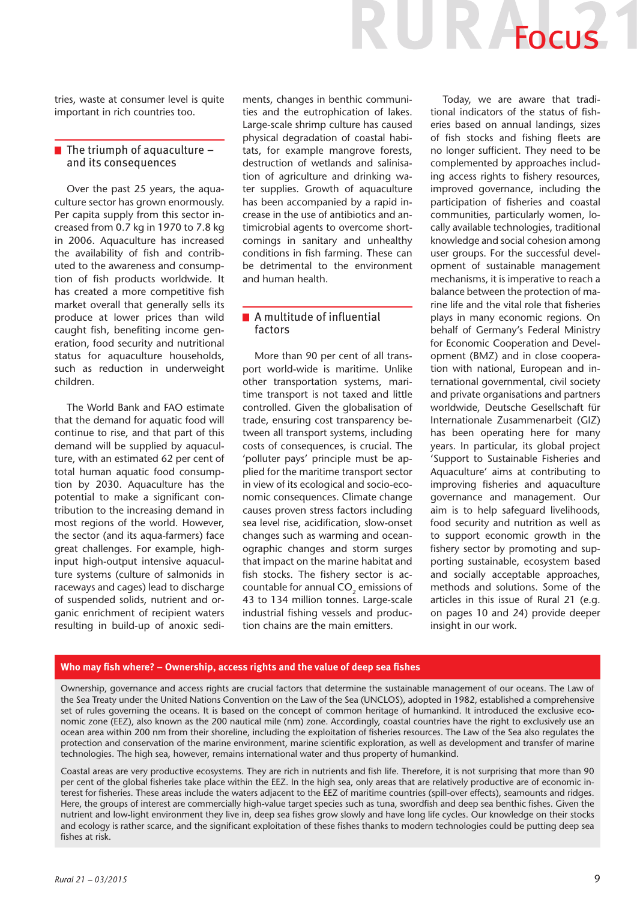tries, waste at consumer level is quite important in rich countries too.

## The triumph of aquaculture – and its consequences

Over the past 25 years, the aquaculture sector has grown enormously. Per capita supply from this sector increased from 0.7 kg in 1970 to 7.8 kg in 2006. Aquaculture has increased the availability of fish and contributed to the awareness and consumption of fish products worldwide. It has created a more competitive fish market overall that generally sells its produce at lower prices than wild caught fish, benefiting income generation, food security and nutritional status for aquaculture households, such as reduction in underweight children.

The World Bank and FAO estimate that the demand for aquatic food will continue to rise, and that part of this demand will be supplied by aquaculture, with an estimated 62 per cent of total human aquatic food consumption by 2030. Aquaculture has the potential to make a significant contribution to the increasing demand in most regions of the world. However, the sector (and its aqua-farmers) face great challenges. For example, high-input high-output intensive aquaculture systems (culture of salmonids in raceways and cages) lead to discharge of suspended solids, nutrient and organic enrichment of recipient waters resulting in build-up of anoxic sediments, changes in benthic communities and the eutrophication of lakes. Large-scale shrimp culture has caused physical degradation of coastal habitats, for example mangrove forests, destruction of wetlands and salinisation of agriculture and drinking water supplies. Growth of aquaculture has been accompanied by a rapid increase in the use of antibiotics and antimicrobial agents to overcome shortcomings in sanitary and unhealthy conditions in fish farming. These can be detrimental to the environment and human health.

## A multitude of influential factors

More than 90 per cent of all transport world-wide is maritime. Unlike other transportation systems, maritime transport is not taxed and little controlled. Given the globalisation of trade, ensuring cost transparency between all transport systems, including costs of consequences, is crucial. The 'polluter pays' principle must be applied for the maritime transport sector in view of its ecological and socio-economic consequences. Climate change causes proven stress factors including sea level rise, acidification, slow-onset changes such as warming and oceanographic changes and storm surges that impact on the marine habitat and fish stocks. The fishery sector is accountable for annual $CO_2$ emissions of 43 to 134 million tonnes. Large-scale industrial fishing vessels and production chains are the main emitters.

Today, we are aware that traditional indicators of the status of fisheries based on annual landings, sizes of fish stocks and fishing fleets are no longer sufficient. They need to be complemented by approaches including access rights to fishery resources, improved governance, including the participation of fisheries and coastal communities, particularly women, locally available technologies, traditional knowledge and social cohesion among user groups. For the successful development of sustainable management mechanisms, it is imperative to reach a balance between the protection of marine life and the vital role that fisheries plays in many economic regions. On behalf of Germany's Federal Ministry for Economic Cooperation and Development (BMZ) and in close cooperation with national, European and international governmental, civil society and private organisations and partners worldwide, Deutsche Gesellschaft für Internationale Zusammenarbeit (GIZ) has been operating here for many years. In particular, its global project 'Support to Sustainable Fisheries and Aquaculture' aims at contributing to improving fisheries and aquaculture governance and management. Our aim is to help safeguard livelihoods, food security and nutrition as well as to support economic growth in the fishery sector by promoting and supporting sustainable, ecosystem based and socially acceptable approaches, methods and solutions. Some of the articles in this issue of Rural 21 (e.g. on pages 10 and 24) provide deeper insight in our work.

### Who may fish where? – Ownership, access rights and the value of deep sea fishes

Ownership, governance and access rights are crucial factors that determine the sustainable management of our oceans. The Law of the Sea Treaty under the United Nations Convention on the Law of the Sea (UNCLOS), adopted in 1982, established a comprehensive set of rules governing the oceans. It is based on the concept of common heritage of humankind. It introduced the exclusive economic zone (EEZ), also known as the 200 nautical mile (nm) zone. Accordingly, coastal countries have the right to exclusively use an ocean area within 200 nm from their shoreline, including the exploitation of fisheries resources. The Law of the Sea also regulates the protection and conservation of the marine environment, marine scientific exploration, as well as development and transfer of marine technologies. The high sea, however, remains international water and thus property of humankind.

Coastal areas are very productive ecosystems. They are rich in nutrients and fish life. Therefore, it is not surprising that more than 90 per cent of the global fisheries take place within the EEZ. In the high sea, only areas that are relatively productive are of economic interest for fisheries. These areas include the waters adjacent to the EEZ of maritime countries (spill-over effects), seamounts and ridges. Here, the groups of interest are commercially high-value target species such as tuna, swordfish and deep sea benthic fishes. Given the nutrient and low-light environment they live in, deep sea fishes grow slowly and have long life cycles. Our knowledge on their stocks and ecology is rather scarce, and the significant exploitation of these fishes thanks to modern technologies could be putting deep sea fishes at risk.